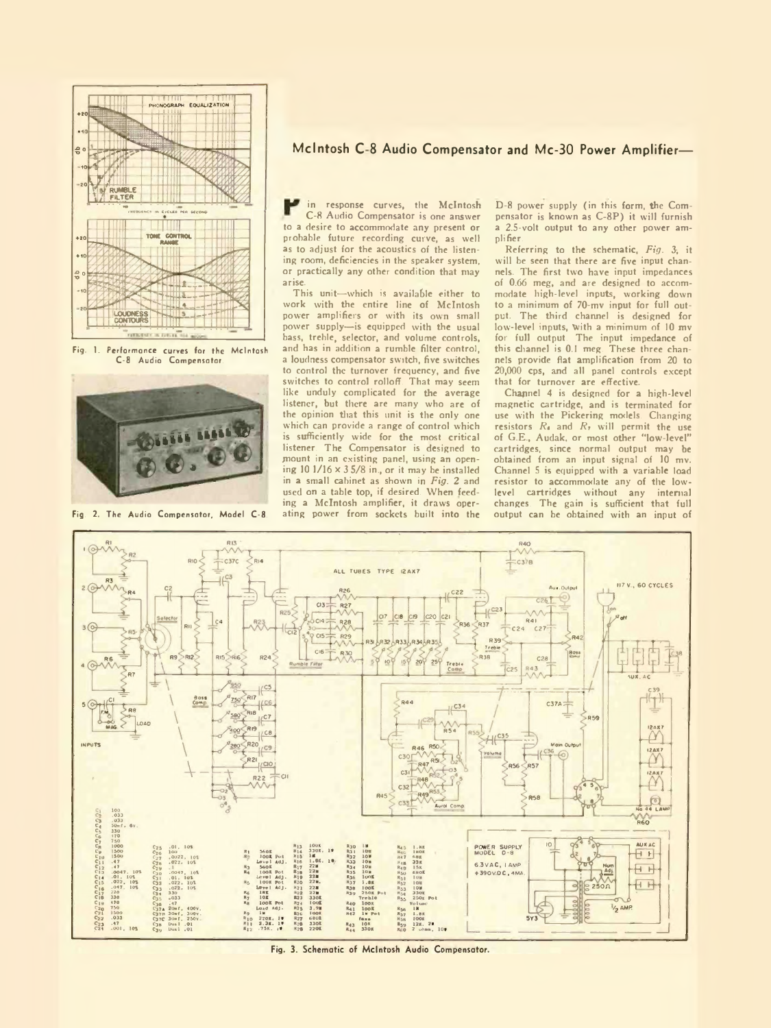## McIntosh C-8 Audio Compensator and Mc-30 Power Amplifier—

Fig. 1. Performance curves for the McIntosh C-8 Audio Compensator.

Fig. 2. The Audio Compensator, Model C-8.

**F**in response curves, the McIntosh C-8 Audio Compensator is one answer to a desire to accommodate any present or probable future recording curve, as well as to adjust for the acoustics of the listening room, deficiencies in the speaker system, or practically any other condition that may arise.

This unit—which is available either to work with the entire line of McIntosh power amplifiers or with its own small power supply—is equipped with the usual bass, treble, selector, and volume controls, and has in addition a rumble filter control, a loudness compensator switch, five switches to control the turnover frequency, and five switches to control rolloff. That may seem like unduly complicated for the average listener, but there are many who are of the opinion that this unit is the only one which can provide a range of control which is sufficiently wide for the most critical listener. The Compensator is designed to mount in an existing panel, using an opening 10 1/16 × 3 5/8 in., or it may be installed in a small cabinet as shown in *Fig. 2* and used on a table top, if desired. When feeding a McIntosh amplifier, it draws operating power from sockets built into the D-8 power supply (in this form, the Compensator is known as C-8P) it will furnish a 2.5-volt output to any other power amplifier.

Referring to the schematic, *Fig. 3*, it will be seen that there are five input channels. The first two have input impedances of 0.66 meg, and are designed to accommodate high-level inputs, working down to a minimum of 70-mv input for full output. The third channel is designed for low-level inputs, with a minimum of 10 mv for full output. The input impedance of this channel is 0.1 meg. These three channels provide flat amplification from 20 to 20,000 cps, and all panel controls except that for turnover are effective.

Channel 4 is designed for a high-level magnetic cartridge, and is terminated for use with the Pickering models. Changing resistors $R_6$ and $R_7$ will permit the use of G.E., Audak, or most other "low-level" cartridges, since normal output may be obtained from an input signal of 10 mv. Channel 5 is equipped with a variable load resistor to accommodate any of the low-level cartridges without any internal changes. The gain is sufficient that full output can be obtained with an input of

Fig. 3. Schematic of McIntosh Audio Compensator.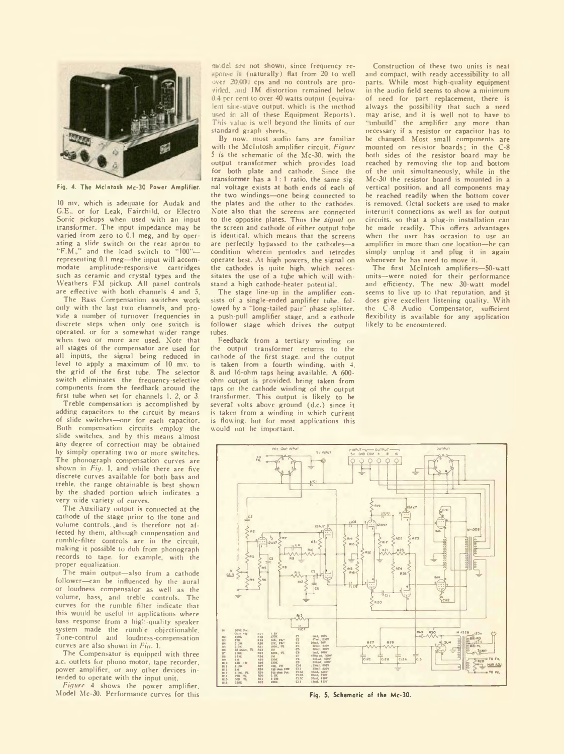Fig. 4. The McIntosh Mc-30 Power Amplifier.

10 mv, which is adequate for Audak and G.E., or for Leak, Fairchild, or Electro Sonic pickups when used with an input transformer. The input impedance may be varied from zero to 0.1 meg, and by operating a slide switch on the rear apron to "F.M.," and the load switch to "100"—representing 0.1 meg—the input will accommodate amplitude-responsive cartridges such as ceramic and crystal types and the Weathers FM pickup. All panel controls are effective with both channels 4 and 5.

The Bass Compensation switches work only with the last two channels, and provide a number of turnover frequencies in discrete steps when only one switch is operated, or for a somewhat wider range when two or more are used. Note that all stages of the compensator are used for all inputs, the signal being reduced in level to apply a maximum of 10 mv. to the grid of the first tube. The selector switch eliminates the frequency-selective components from the feedback around the first tube when set for channels 1, 2, or 3.

Treble compensation is accomplished by adding capacitors to the circuit by means of slide switches—one for each capacitor. Both compensation circuits employ the slide switches, and by this means almost any degree of correction may be obtained by simply operating two or more switches. The phonograph compensation curves are shown in *Fig*. 1, and while there are five discrete curves available for both bass and treble, the range obtainable is best shown by the shaded portion which indicates a very wide variety of curves.

The Auxiliary output is connected at the cathode of the stage prior to the tone and volume controls, and is therefore not affected by them, although compensation and rumble-filter controls are in the circuit, making it possible to dub from phonograph records to tape, for example, with the proper equalization.

The main output—also from a cathode follower—can be influenced by the aural or loudness compensator as well as the volume, bass, and treble controls. The curves for the rumble filter indicate that this would be useful in applications where bass response from a high-quality speaker system made the rumble objectionable. Tone-control and loudness-compensation curves are also shown in *Fig*. 1.

The Compensator is equipped with three a.c. outlets for phono motor, tape recorder, power amplifier, or any other devices intended to operate with the input unit.

*Figure* 4 shows the power amplifier, Model Mc-30. Performance curves for this model are not shown, since frequency response is (naturally) flat from 20 to well over 20,000 cps and no controls are provided, and IM distortion remained below 0.4 per cent to over 40 watts output (equivalent sine-wave output, which is the method used in all of these Equipment Reports). This value is well beyond the limits of our standard graph sheets.

By now, most audio fans are familiar with the McIntosh amplifier circuit. *Figure* 5 is the schematic of the Mc-30, with the output transformer which provides load for both plate and cathode. Since the transformer has a 1 : 1 ratio, the same signal voltage exists at both ends of each of the two windings—one being connected to the plates and the other to the cathodes. Note also that the screens are connected to the opposite plates. Thus the *signal* on the screen and cathode of either output tube is identical, which means that the screens are perfectly bypassed to the cathodes—a condition wherein pentodes and tetrodes operate best. At high powers, the signal on the cathodes is quite high, which necessitates the use of a tube which will withstand a high cathode-heater potential.

The stage line-up in the amplifier consists of a single-ended amplifier tube, followed by a "long-tailed pair" phase splitter, a push-pull amplifier stage, and a cathode follower stage which drives the output tubes.

Feedback from a tertiary winding on the output transformer returns to the cathode of the first stage, and the output is taken from a fourth winding, with 4, 8, and 16-ohm taps being available. A 600-ohm output is provided, being taken from taps on the cathode winding of the output transformer. This output is likely to be several volts above ground (d.c.) since it is taken from a winding in which current is flowing, but for most applications this would not be important.

Construction of these two units is neat and compact, with ready accessibility to all parts. While most high-quality equipment in the audio field seems to show a minimum of need for part replacement, there is always the possibility that such a need may arise, and it is well not to have to "unbuild" the amplifier any more than necessary if a resistor or capacitor has to be changed. Most small components are mounted on resistor boards; in the C-8 both sides of the resistor board may be reached by removing the top and bottom of the unit simultaneously, while in the Mc-30 the resistor board is mounted in a vertical position, and all components may be reached readily when the bottom cover is removed. Octal sockets are used to make interunit connections as well as for output circuits, so that a plug-in installation can be made readily. This offers advantages when the user has occasion to use an amplifier in more than one location—he can simply unplug it and plug it in again whenever he has need to move it.

The first McIntosh amplifiers—50-watt units—were noted for their performance and efficiency. The new 30-watt model seems to live up to that reputation, and it does give excellent listening quality. With the C-8 Audio Compensator, sufficient flexibility is available for any application likely to be encountered.

Fig. 5. Schematic of the Mc-30.